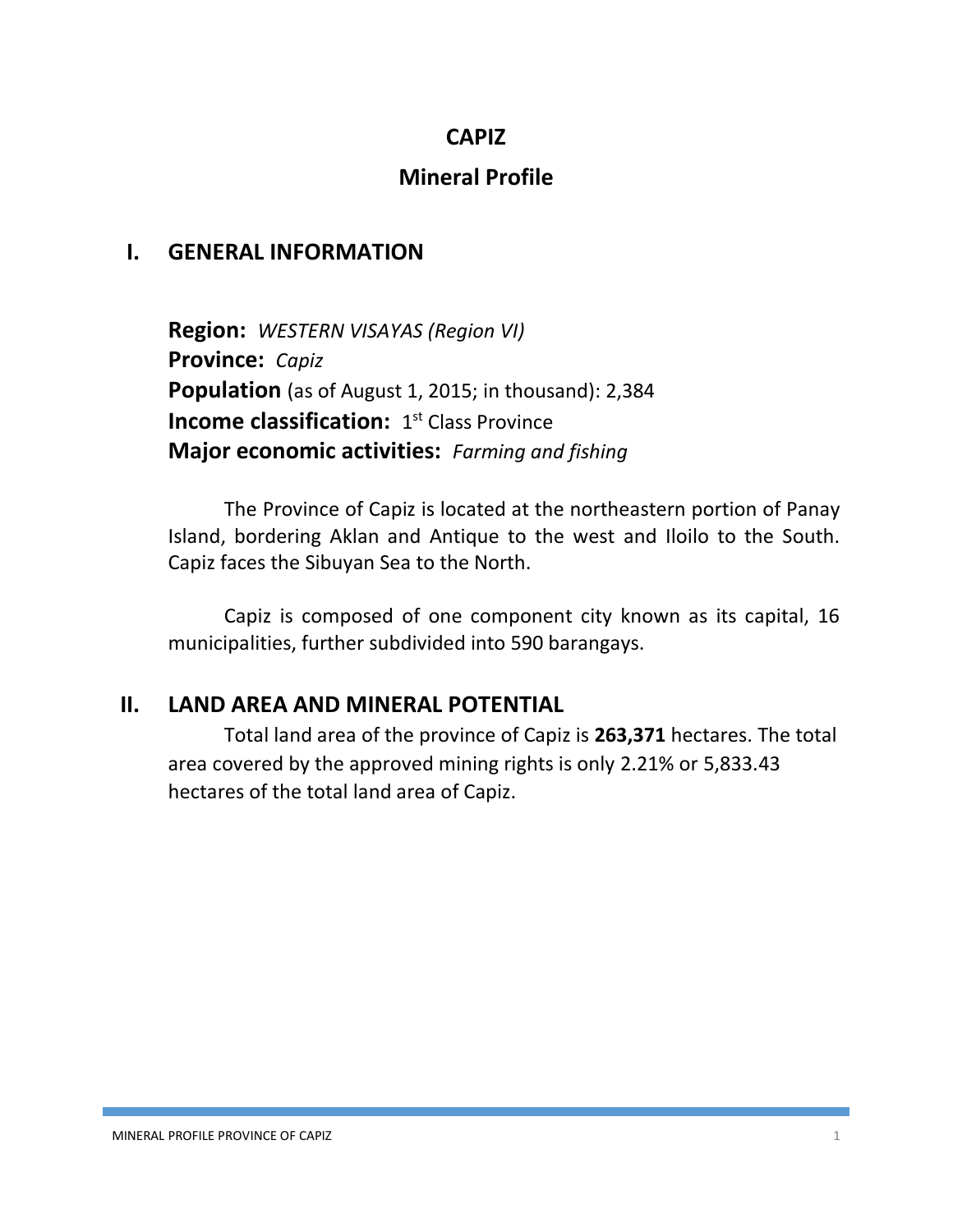# CAPIZ

# Mineral Profile

## I. GENERAL INFORMATION

**Region:** *WESTERN VISAYAS (Region VI)*
**Province:** *Capiz*
**Population** (as of August 1, 2015; in thousand): 2,384
**Income classification:** 1st Class Province
**Major economic activities:** *Farming and fishing*

The Province of Capiz is located at the northeastern portion of Panay Island, bordering Aklan and Antique to the west and Iloilo to the South. Capiz faces the Sibuyan Sea to the North.

Capiz is composed of one component city known as its capital, 16 municipalities, further subdivided into 590 barangays.

## II. LAND AREA AND MINERAL POTENTIAL

Total land area of the province of Capiz is **263,371** hectares. The total area covered by the approved mining rights is only 2.21% or 5,833.43 hectares of the total land area of Capiz.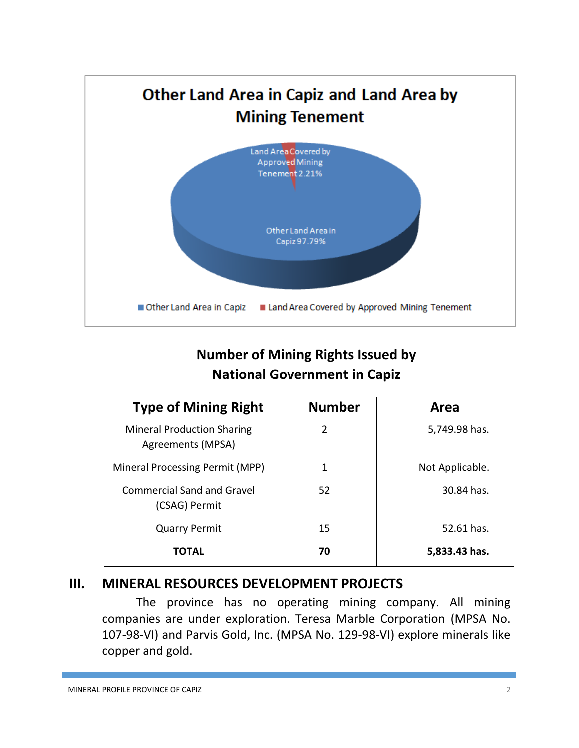**Other Land Area in Capiz and Land Area by Mining Tenement**

Land Area Covered by Approved Mining Tenement 2.21%

Other Land Area in Capiz 97.79%

■ Other Land Area in Capiz ■ Land Area Covered by Approved Mining Tenement

**Number of Mining Rights Issued by National Government in Capiz**

| Type of Mining Right | Number | Area |
|---|---|---|
| Mineral Production Sharing Agreements (MPSA) | 2 | 5,749.98 has. |
| Mineral Processing Permit (MPP) | 1 | Not Applicable. |
| Commercial Sand and Gravel (CSAG) Permit | 52 | 30.84 has. |
| Quarry Permit | 15 | 52.61 has. |
| **TOTAL** | **70** | **5,833.43 has.** |

## III. MINERAL RESOURCES DEVELOPMENT PROJECTS

The province has no operating mining company. All mining companies are under exploration. Teresa Marble Corporation (MPSA No. 107-98-VI) and Parvis Gold, Inc. (MPSA No. 129-98-VI) explore minerals like copper and gold.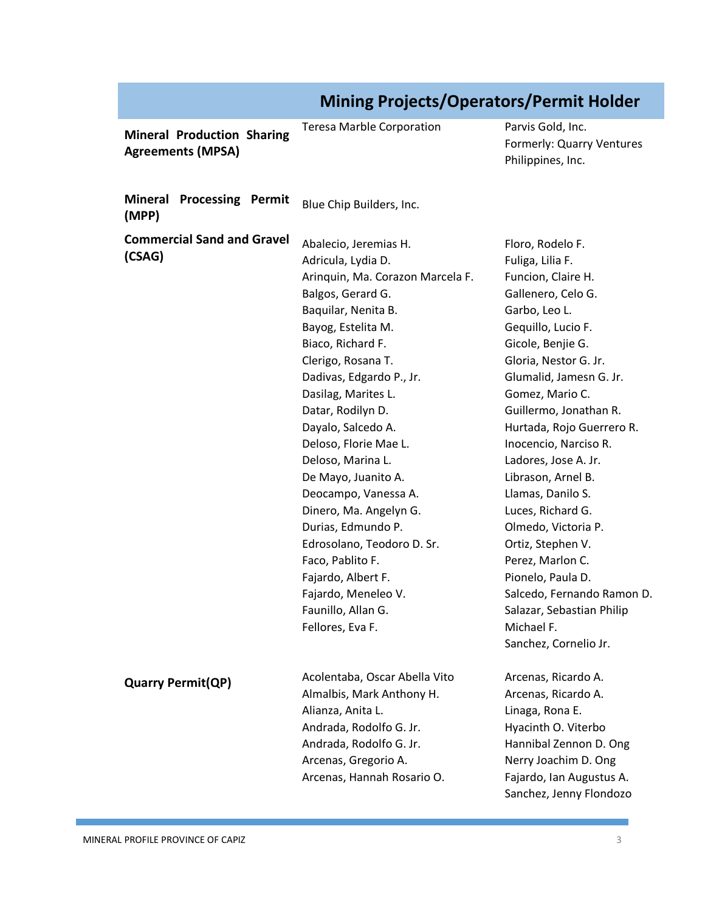## Mining Projects/Operators/Permit Holder

| | | |
|---|---|---|
| **Mineral Production Sharing Agreements (MPSA)** | Teresa Marble Corporation | Parvis Gold, Inc.<br>Formerly: Quarry Ventures Philippines, Inc. |
| **Mineral Processing Permit (MPP)** | Blue Chip Builders, Inc. | |
| **Commercial Sand and Gravel (CSAG)** | Abalecio, Jeremias H.<br>Adricula, Lydia D.<br>Arinquin, Ma. Corazon Marcela F.<br>Balgos, Gerard G.<br>Baquilar, Nenita B.<br>Bayog, Estelita M.<br>Biaco, Richard F.<br>Clerigo, Rosana T.<br>Dadivas, Edgardo P., Jr.<br>Dasilag, Marites L.<br>Datar, Rodilyn D.<br>Dayalo, Salcedo A.<br>Deloso, Florie Mae L.<br>Deloso, Marina L.<br>De Mayo, Juanito A.<br>Deocampo, Vanessa A.<br>Dinero, Ma. Angelyn G.<br>Durias, Edmundo P.<br>Edrosolano, Teodoro D. Sr.<br>Faco, Pablito F.<br>Fajardo, Albert F.<br>Fajardo, Meneleo V.<br>Faunillo, Allan G.<br>Fellores, Eva F. | Floro, Rodelo F.<br>Fuliga, Lilia F.<br>Funcion, Claire H.<br>Gallenero, Celo G.<br>Garbo, Leo L.<br>Gequillo, Lucio F.<br>Gicole, Benjie G.<br>Gloria, Nestor G. Jr.<br>Glumalid, Jamesn G. Jr.<br>Gomez, Mario C.<br>Guillermo, Jonathan R.<br>Hurtada, Rojo Guerrero R.<br>Inocencio, Narciso R.<br>Ladores, Jose A. Jr.<br>Librason, Arnel B.<br>Llamas, Danilo S.<br>Luces, Richard G.<br>Olmedo, Victoria P.<br>Ortiz, Stephen V.<br>Perez, Marlon C.<br>Pionelo, Paula D.<br>Salcedo, Fernando Ramon D.<br>Salazar, Sebastian Philip Michael F.<br>Sanchez, Cornelio Jr. |
| **Quarry Permit(QP)** | Acolentaba, Oscar Abella Vito<br>Almalbis, Mark Anthony H.<br>Alianza, Anita L.<br>Andrada, Rodolfo G. Jr.<br>Andrada, Rodolfo G. Jr.<br>Arcenas, Gregorio A.<br>Arcenas, Hannah Rosario O. | Arcenas, Ricardo A.<br>Arcenas, Ricardo A.<br>Linaga, Rona E.<br>Hyacinth O. Viterbo<br>Hannibal Zennon D. Ong<br>Nerry Joachim D. Ong<br>Fajardo, Ian Augustus A.<br>Sanchez, Jenny Flondozo |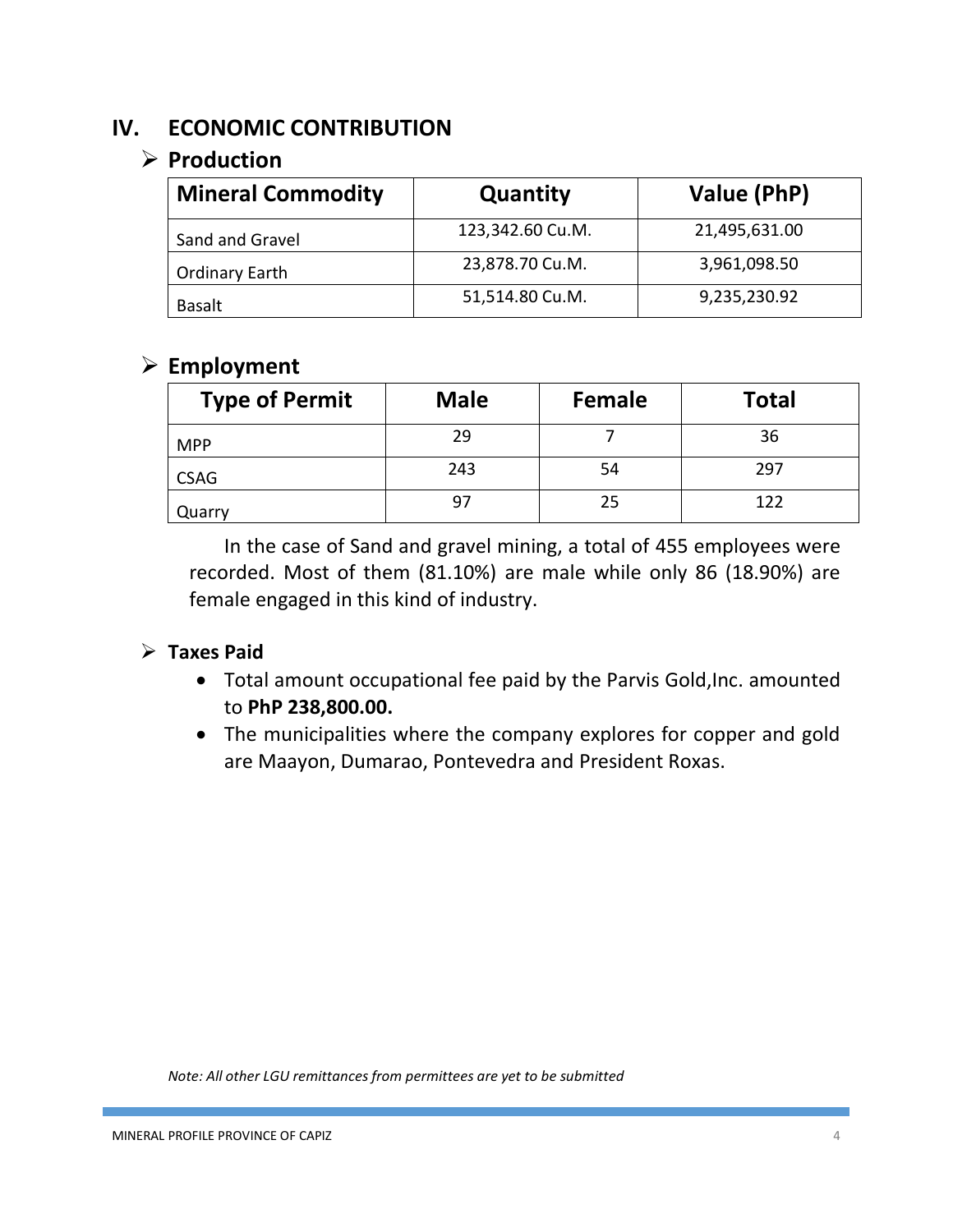# IV. ECONOMIC CONTRIBUTION

## ➢ Production

| Mineral Commodity | Quantity | Value (PhP) |
| --- | --- | --- |
| Sand and Gravel | 123,342.60 Cu.M. | 21,495,631.00 |
| Ordinary Earth | 23,878.70 Cu.M. | 3,961,098.50 |
| Basalt | 51,514.80 Cu.M. | 9,235,230.92 |

## ➢ Employment

| Type of Permit | Male | Female | Total |
| --- | --- | --- | --- |
| MPP | 29 | 7 | 36 |
| CSAG | 243 | 54 | 297 |
| Quarry | 97 | 25 | 122 |

In the case of Sand and gravel mining, a total of 455 employees were recorded. Most of them (81.10%) are male while only 86 (18.90%) are female engaged in this kind of industry.

## ➢ Taxes Paid

- Total amount occupational fee paid by the Parvis Gold,Inc. amounted to **PhP 238,800.00.**
- The municipalities where the company explores for copper and gold are Maayon, Dumarao, Pontevedra and President Roxas.

*Note: All other LGU remittances from permittees are yet to be submitted*